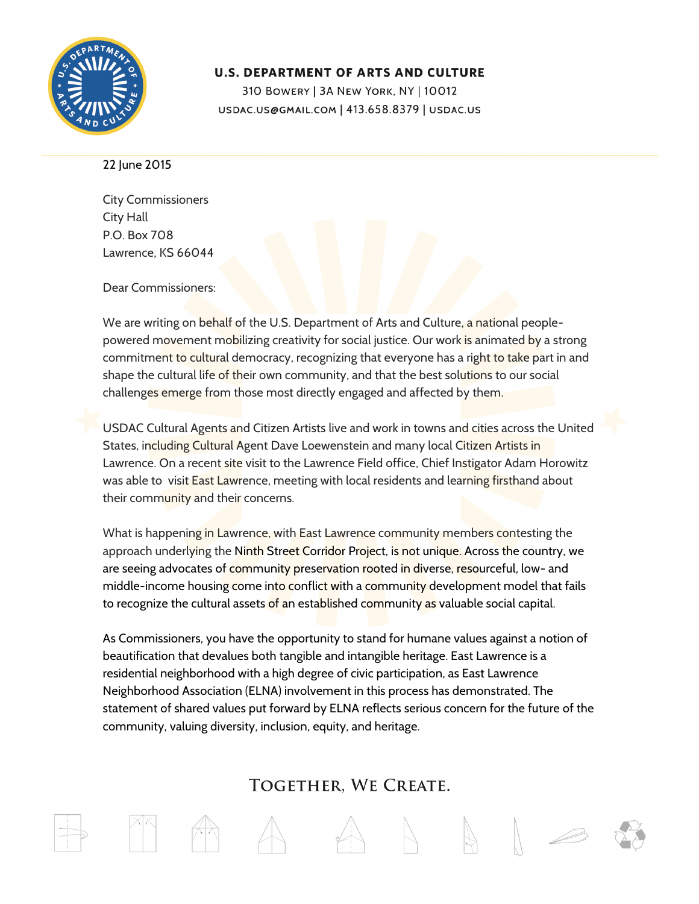**U.S. DEPARTMENT OF ARTS AND CULTURE**
310 Bowery | 3A New York, NY | 10012
usdac.us@gmail.com | 413.658.8379 | usdac.us

22 June 2015

City Commissioners
City Hall
P.O. Box 708
Lawrence, KS 66044

Dear Commissioners:

We are writing on behalf of the U.S. Department of Arts and Culture, a national people-powered movement mobilizing creativity for social justice. Our work is animated by a strong commitment to cultural democracy, recognizing that everyone has a right to take part in and shape the cultural life of their own community, and that the best solutions to our social challenges emerge from those most directly engaged and affected by them.

USDAC Cultural Agents and Citizen Artists live and work in towns and cities across the United States, including Cultural Agent Dave Loewenstein and many local Citizen Artists in Lawrence. On a recent site visit to the Lawrence Field office, Chief Instigator Adam Horowitz was able to visit East Lawrence, meeting with local residents and learning firsthand about their community and their concerns.

What is happening in Lawrence, with East Lawrence community members contesting the approach underlying the Ninth Street Corridor Project, is not unique. Across the country, we are seeing advocates of community preservation rooted in diverse, resourceful, low- and middle-income housing come into conflict with a community development model that fails to recognize the cultural assets of an established community as valuable social capital.

As Commissioners, you have the opportunity to stand for humane values against a notion of beautification that devalues both tangible and intangible heritage. East Lawrence is a residential neighborhood with a high degree of civic participation, as East Lawrence Neighborhood Association (ELNA) involvement in this process has demonstrated. The statement of shared values put forward by ELNA reflects serious concern for the future of the community, valuing diversity, inclusion, equity, and heritage.

Together, We Create.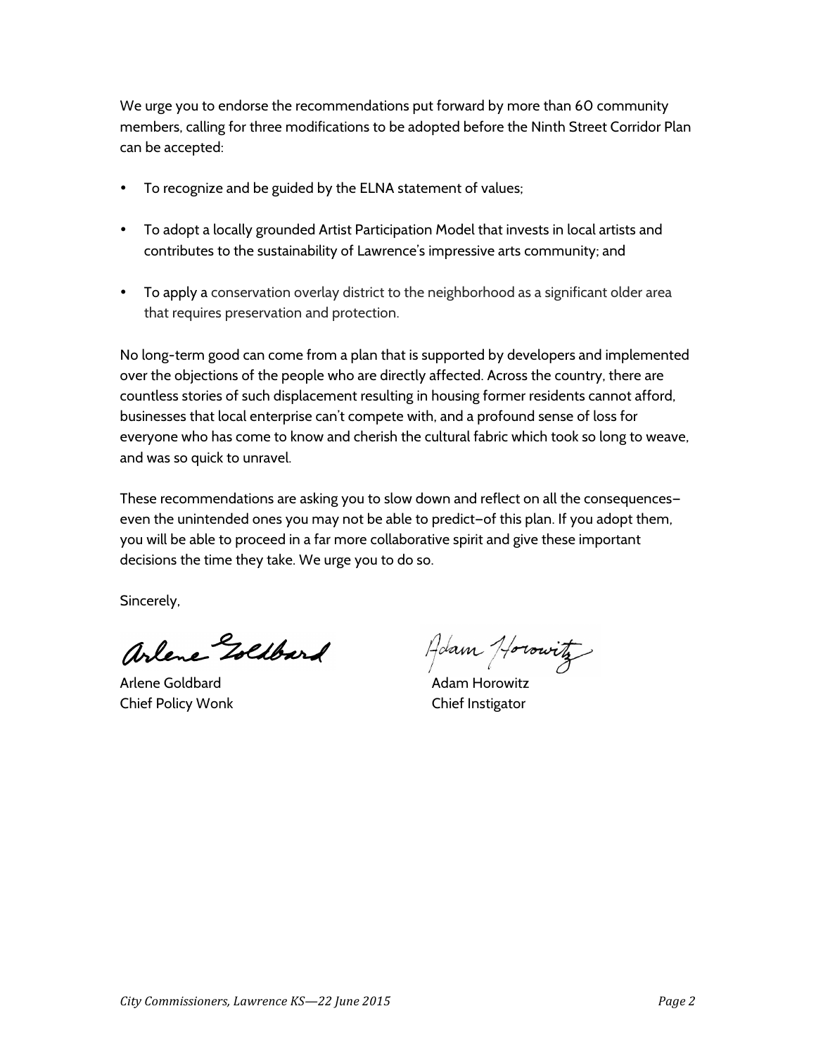We urge you to endorse the recommendations put forward by more than 60 community members, calling for three modifications to be adopted before the Ninth Street Corridor Plan can be accepted:

- To recognize and be guided by the ELNA statement of values;
- To adopt a locally grounded Artist Participation Model that invests in local artists and contributes to the sustainability of Lawrence's impressive arts community; and
- To apply a conservation overlay district to the neighborhood as a significant older area that requires preservation and protection.

No long-term good can come from a plan that is supported by developers and implemented over the objections of the people who are directly affected. Across the country, there are countless stories of such displacement resulting in housing former residents cannot afford, businesses that local enterprise can't compete with, and a profound sense of loss for everyone who has come to know and cherish the cultural fabric which took so long to weave, and was so quick to unravel.

These recommendations are asking you to slow down and reflect on all the consequences–even the unintended ones you may not be able to predict–of this plan. If you adopt them, you will be able to proceed in a far more collaborative spirit and give these important decisions the time they take. We urge you to do so.

Sincerely,

Arlene Goldbard
Chief Policy Wonk

Adam Horowitz
Chief Instigator